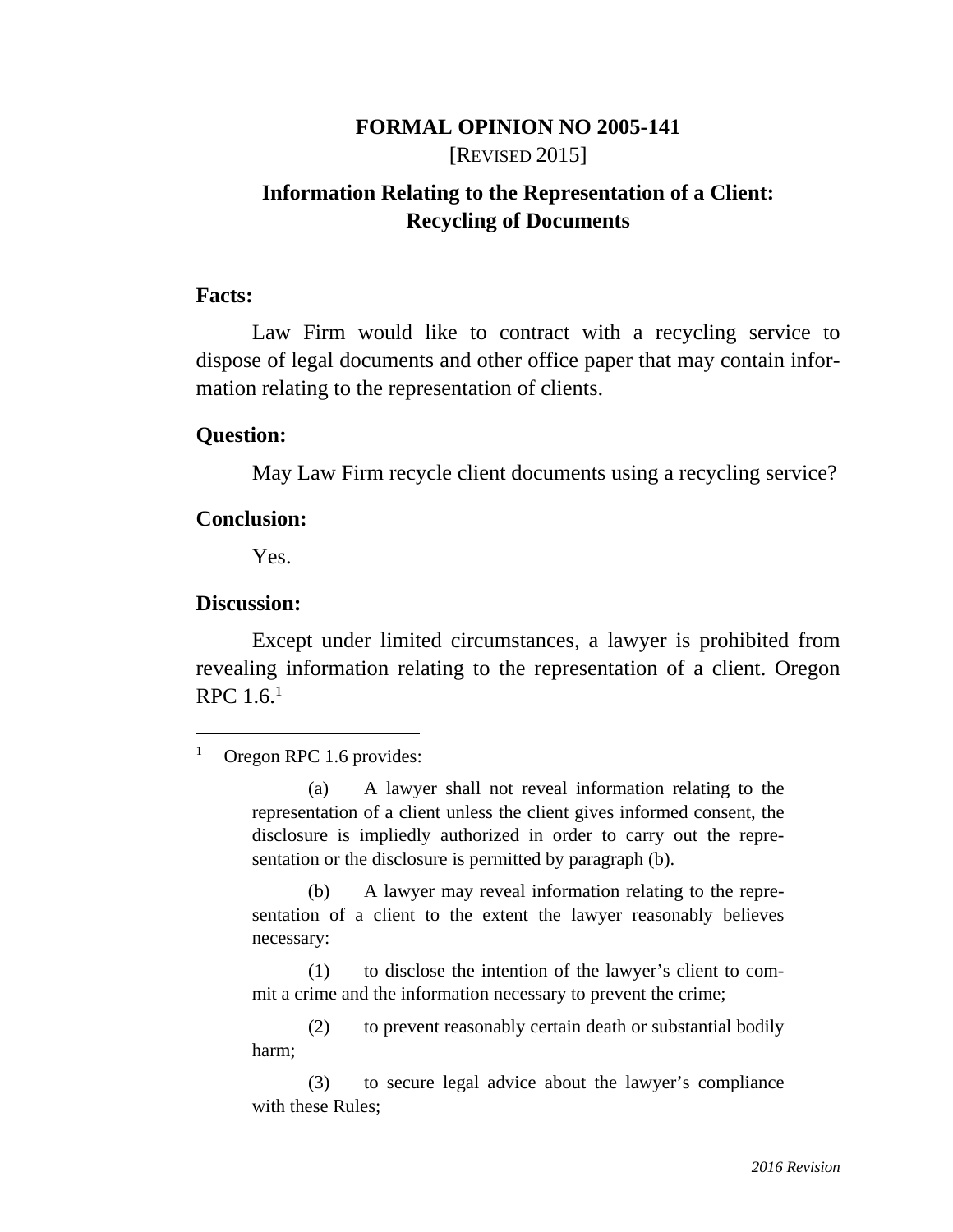# FORMAL OPINION NO 2005-141

[REVISED 2015]

## Information Relating to the Representation of a Client: Recycling of Documents

**Facts:**

Law Firm would like to contract with a recycling service to dispose of legal documents and other office paper that may contain information relating to the representation of clients.

**Question:**

May Law Firm recycle client documents using a recycling service?

**Conclusion:**

Yes.

**Discussion:**

Except under limited circumstances, a lawyer is prohibited from revealing information relating to the representation of a client. Oregon RPC 1.6.[1]

---

[1] Oregon RPC 1.6 provides:

> (a) A lawyer shall not reveal information relating to the representation of a client unless the client gives informed consent, the disclosure is impliedly authorized in order to carry out the representation or the disclosure is permitted by paragraph (b).
>
> (b) A lawyer may reveal information relating to the representation of a client to the extent the lawyer reasonably believes necessary:
>
> (1) to disclose the intention of the lawyer's client to commit a crime and the information necessary to prevent the crime;
>
> (2) to prevent reasonably certain death or substantial bodily harm;
>
> (3) to secure legal advice about the lawyer's compliance with these Rules;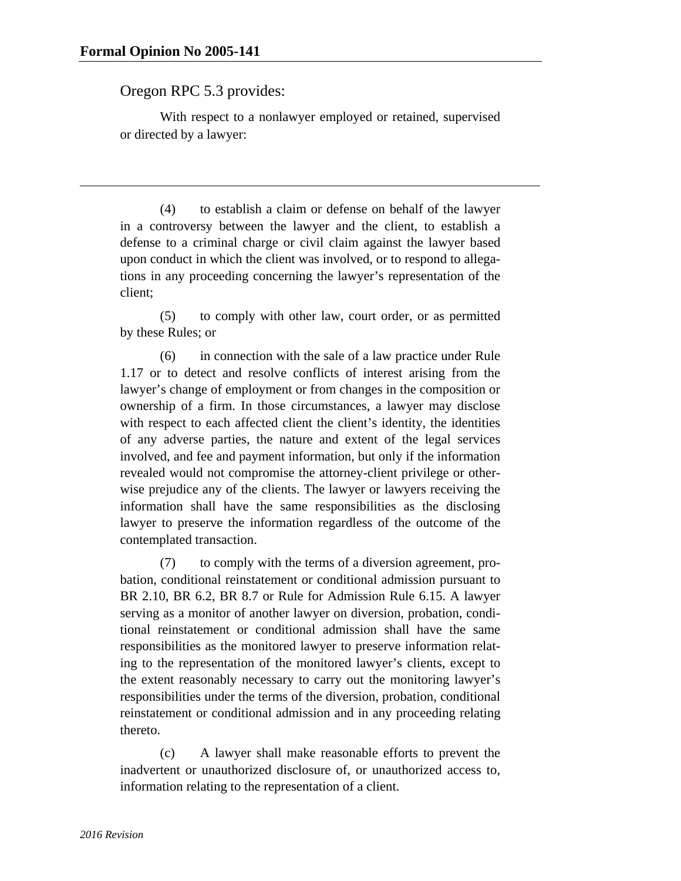Oregon RPC 5.3 provides:

With respect to a nonlawyer employed or retained, supervised or directed by a lawyer:

---

(4) to establish a claim or defense on behalf of the lawyer in a controversy between the lawyer and the client, to establish a defense to a criminal charge or civil claim against the lawyer based upon conduct in which the client was involved, or to respond to allegations in any proceeding concerning the lawyer's representation of the client;

(5) to comply with other law, court order, or as permitted by these Rules; or

(6) in connection with the sale of a law practice under Rule 1.17 or to detect and resolve conflicts of interest arising from the lawyer's change of employment or from changes in the composition or ownership of a firm. In those circumstances, a lawyer may disclose with respect to each affected client the client's identity, the identities of any adverse parties, the nature and extent of the legal services involved, and fee and payment information, but only if the information revealed would not compromise the attorney-client privilege or otherwise prejudice any of the clients. The lawyer or lawyers receiving the information shall have the same responsibilities as the disclosing lawyer to preserve the information regardless of the outcome of the contemplated transaction.

(7) to comply with the terms of a diversion agreement, probation, conditional reinstatement or conditional admission pursuant to BR 2.10, BR 6.2, BR 8.7 or Rule for Admission Rule 6.15. A lawyer serving as a monitor of another lawyer on diversion, probation, conditional reinstatement or conditional admission shall have the same responsibilities as the monitored lawyer to preserve information relating to the representation of the monitored lawyer's clients, except to the extent reasonably necessary to carry out the monitoring lawyer's responsibilities under the terms of the diversion, probation, conditional reinstatement or conditional admission and in any proceeding relating thereto.

(c) A lawyer shall make reasonable efforts to prevent the inadvertent or unauthorized disclosure of, or unauthorized access to, information relating to the representation of a client.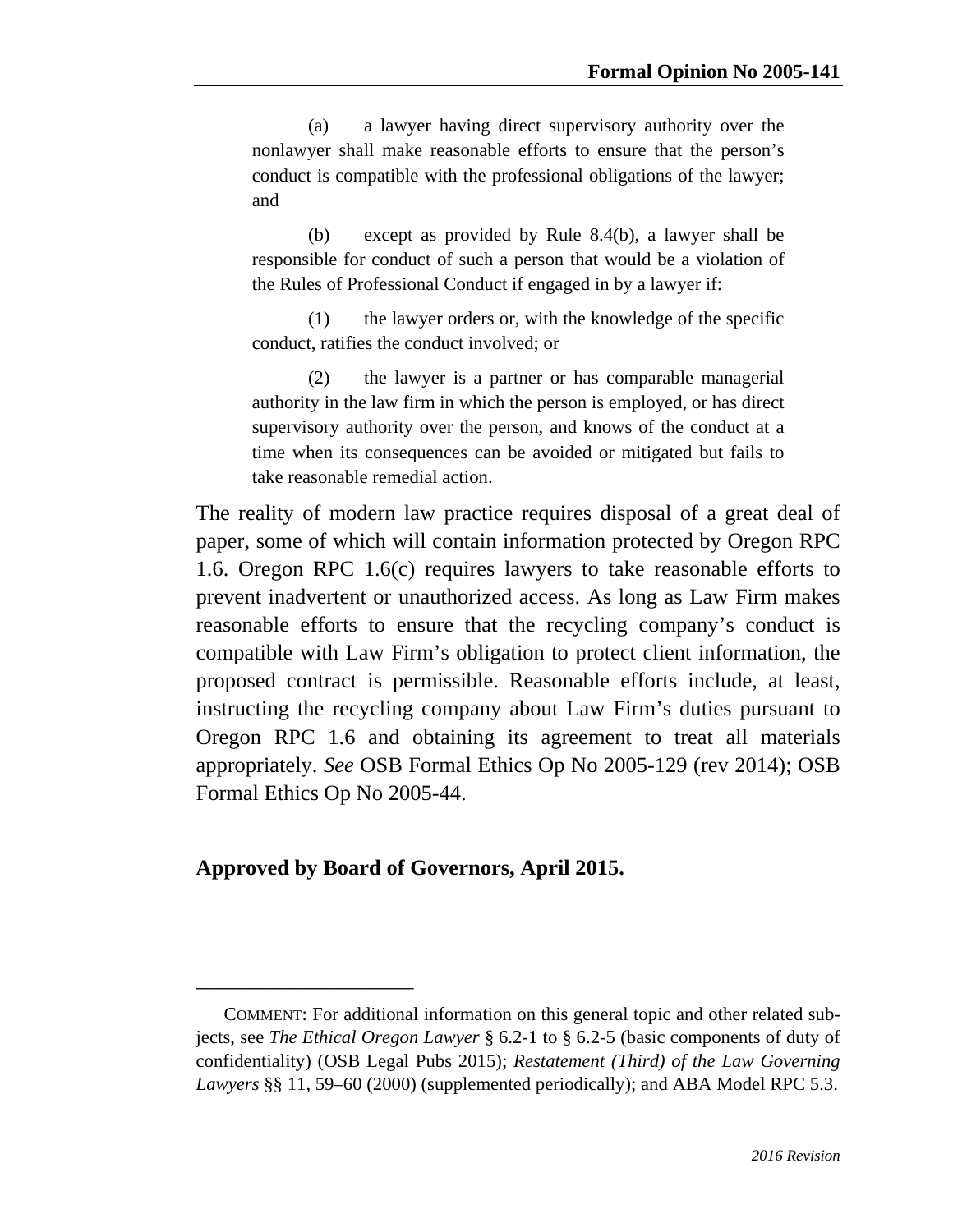(a) a lawyer having direct supervisory authority over the nonlawyer shall make reasonable efforts to ensure that the person's conduct is compatible with the professional obligations of the lawyer; and

(b) except as provided by Rule 8.4(b), a lawyer shall be responsible for conduct of such a person that would be a violation of the Rules of Professional Conduct if engaged in by a lawyer if:

(1) the lawyer orders or, with the knowledge of the specific conduct, ratifies the conduct involved; or

(2) the lawyer is a partner or has comparable managerial authority in the law firm in which the person is employed, or has direct supervisory authority over the person, and knows of the conduct at a time when its consequences can be avoided or mitigated but fails to take reasonable remedial action.

The reality of modern law practice requires disposal of a great deal of paper, some of which will contain information protected by Oregon RPC 1.6. Oregon RPC 1.6(c) requires lawyers to take reasonable efforts to prevent inadvertent or unauthorized access. As long as Law Firm makes reasonable efforts to ensure that the recycling company's conduct is compatible with Law Firm's obligation to protect client information, the proposed contract is permissible. Reasonable efforts include, at least, instructing the recycling company about Law Firm's duties pursuant to Oregon RPC 1.6 and obtaining its agreement to treat all materials appropriately. *See* OSB Formal Ethics Op No 2005-129 (rev 2014); OSB Formal Ethics Op No 2005-44.

**Approved by Board of Governors, April 2015.**

---

COMMENT: For additional information on this general topic and other related subjects, see *The Ethical Oregon Lawyer* § 6.2-1 to § 6.2-5 (basic components of duty of confidentiality) (OSB Legal Pubs 2015); *Restatement (Third) of the Law Governing Lawyers* §§ 11, 59–60 (2000) (supplemented periodically); and ABA Model RPC 5.3.